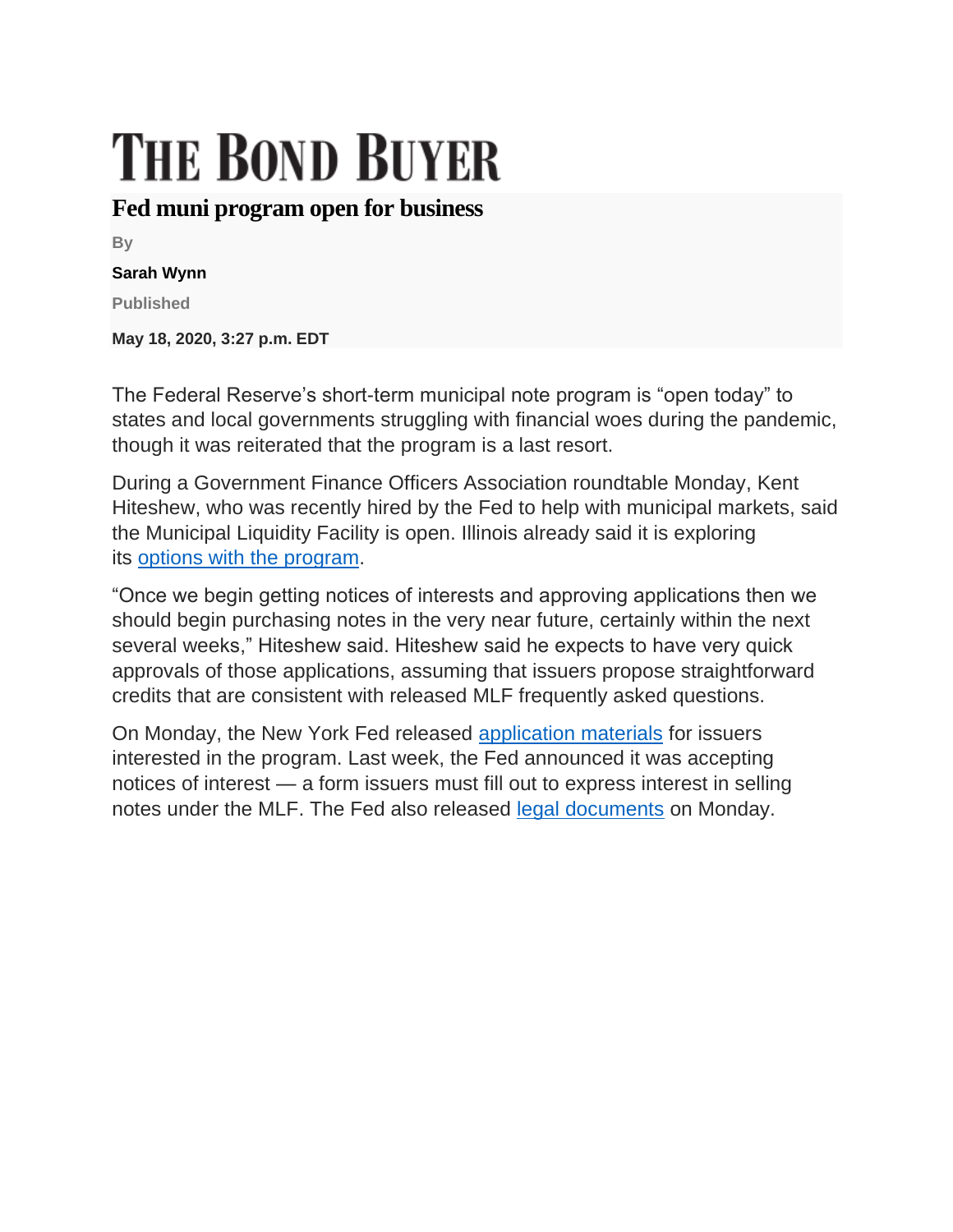# THE BOND BUYER

## Fed muni program open for business

By

**Sarah Wynn**

Published

**May 18, 2020, 3:27 p.m. EDT**

The Federal Reserve's short-term municipal note program is "open today" to states and local governments struggling with financial woes during the pandemic, though it was reiterated that the program is a last resort.

During a Government Finance Officers Association roundtable Monday, Kent Hiteshew, who was recently hired by the Fed to help with municipal markets, said the Municipal Liquidity Facility is open. Illinois already said it is exploring its options with the program.

"Once we begin getting notices of interests and approving applications then we should begin purchasing notes in the very near future, certainly within the next several weeks," Hiteshew said. Hiteshew said he expects to have very quick approvals of those applications, assuming that issuers propose straightforward credits that are consistent with released MLF frequently asked questions.

On Monday, the New York Fed released application materials for issuers interested in the program. Last week, the Fed announced it was accepting notices of interest — a form issuers must fill out to express interest in selling notes under the MLF. The Fed also released legal documents on Monday.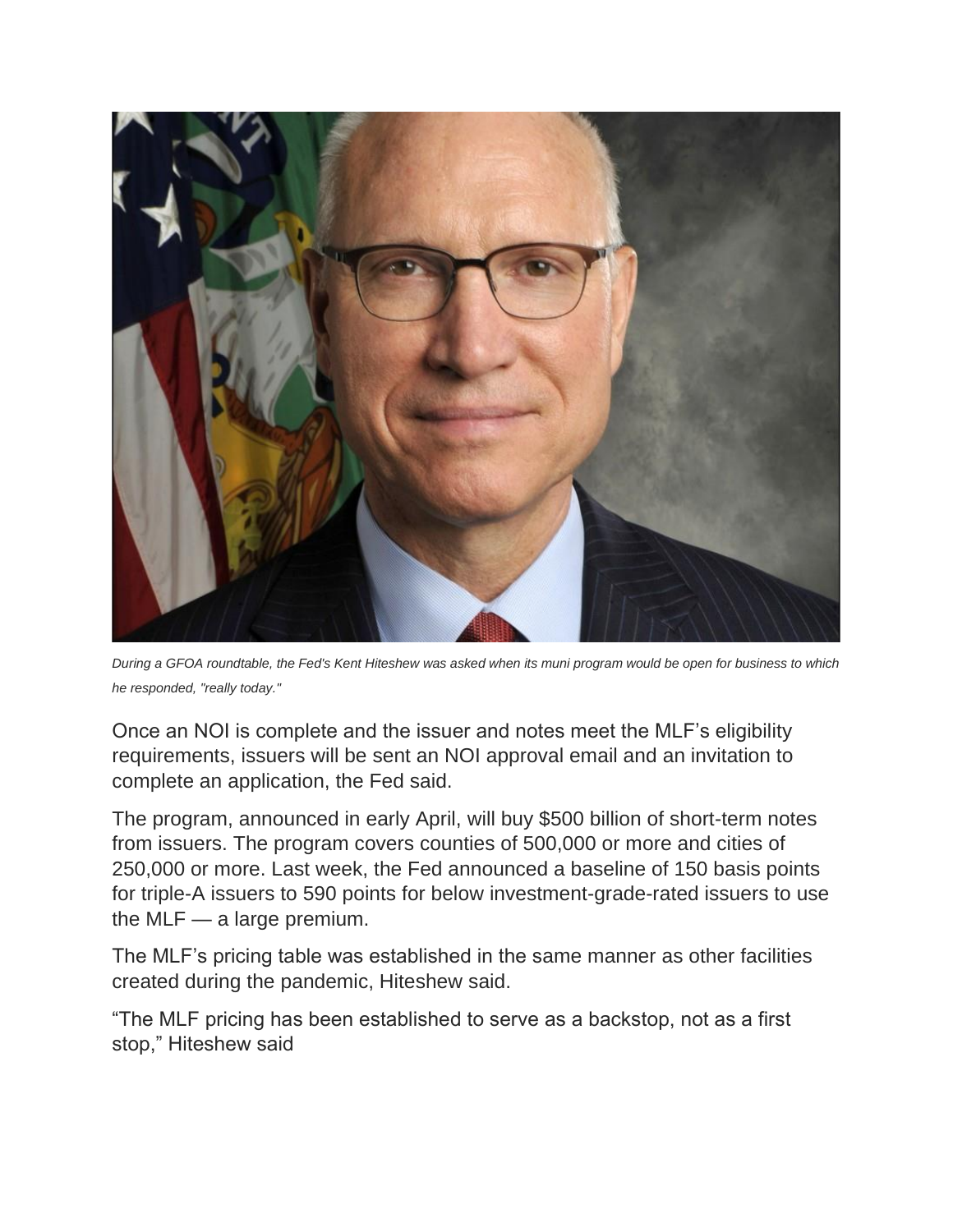*During a GFOA roundtable, the Fed's Kent Hiteshew was asked when its muni program would be open for business to which he responded, "really today."*

Once an NOI is complete and the issuer and notes meet the MLF's eligibility requirements, issuers will be sent an NOI approval email and an invitation to complete an application, the Fed said.

The program, announced in early April, will buy $500 billion of short-term notes from issuers. The program covers counties of 500,000 or more and cities of 250,000 or more. Last week, the Fed announced a baseline of 150 basis points for triple-A issuers to 590 points for below investment-grade-rated issuers to use the MLF — a large premium.

The MLF's pricing table was established in the same manner as other facilities created during the pandemic, Hiteshew said.

"The MLF pricing has been established to serve as a backstop, not as a first stop," Hiteshew said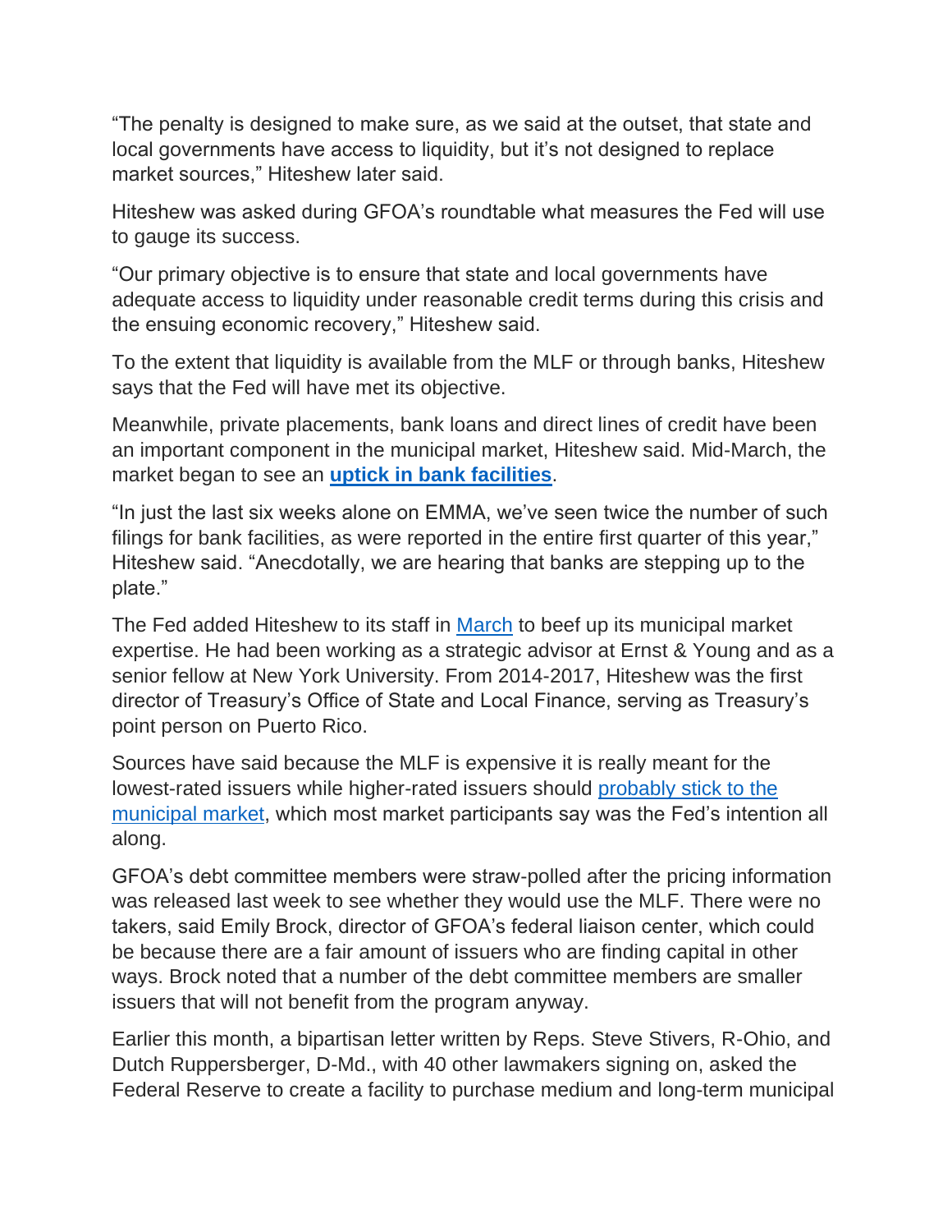"The penalty is designed to make sure, as we said at the outset, that state and local governments have access to liquidity, but it's not designed to replace market sources," Hiteshew later said.

Hiteshew was asked during GFOA's roundtable what measures the Fed will use to gauge its success.

"Our primary objective is to ensure that state and local governments have adequate access to liquidity under reasonable credit terms during this crisis and the ensuing economic recovery," Hiteshew said.

To the extent that liquidity is available from the MLF or through banks, Hiteshew says that the Fed will have met its objective.

Meanwhile, private placements, bank loans and direct lines of credit have been an important component in the municipal market, Hiteshew said. Mid-March, the market began to see an **uptick in bank facilities**.

"In just the last six weeks alone on EMMA, we've seen twice the number of such filings for bank facilities, as were reported in the entire first quarter of this year," Hiteshew said. "Anecdotally, we are hearing that banks are stepping up to the plate."

The Fed added Hiteshew to its staff in March to beef up its municipal market expertise. He had been working as a strategic advisor at Ernst & Young and as a senior fellow at New York University. From 2014-2017, Hiteshew was the first director of Treasury's Office of State and Local Finance, serving as Treasury's point person on Puerto Rico.

Sources have said because the MLF is expensive it is really meant for the lowest-rated issuers while higher-rated issuers should probably stick to the municipal market, which most market participants say was the Fed's intention all along.

GFOA's debt committee members were straw-polled after the pricing information was released last week to see whether they would use the MLF. There were no takers, said Emily Brock, director of GFOA's federal liaison center, which could be because there are a fair amount of issuers who are finding capital in other ways. Brock noted that a number of the debt committee members are smaller issuers that will not benefit from the program anyway.

Earlier this month, a bipartisan letter written by Reps. Steve Stivers, R-Ohio, and Dutch Ruppersberger, D-Md., with 40 other lawmakers signing on, asked the Federal Reserve to create a facility to purchase medium and long-term municipal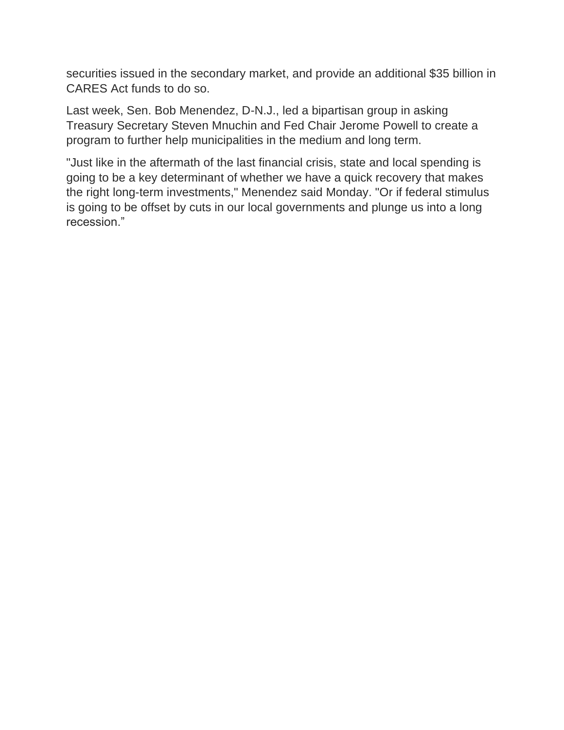securities issued in the secondary market, and provide an additional $35 billion in CARES Act funds to do so.

Last week, Sen. Bob Menendez, D-N.J., led a bipartisan group in asking Treasury Secretary Steven Mnuchin and Fed Chair Jerome Powell to create a program to further help municipalities in the medium and long term.

"Just like in the aftermath of the last financial crisis, state and local spending is going to be a key determinant of whether we have a quick recovery that makes the right long-term investments," Menendez said Monday. "Or if federal stimulus is going to be offset by cuts in our local governments and plunge us into a long recession."